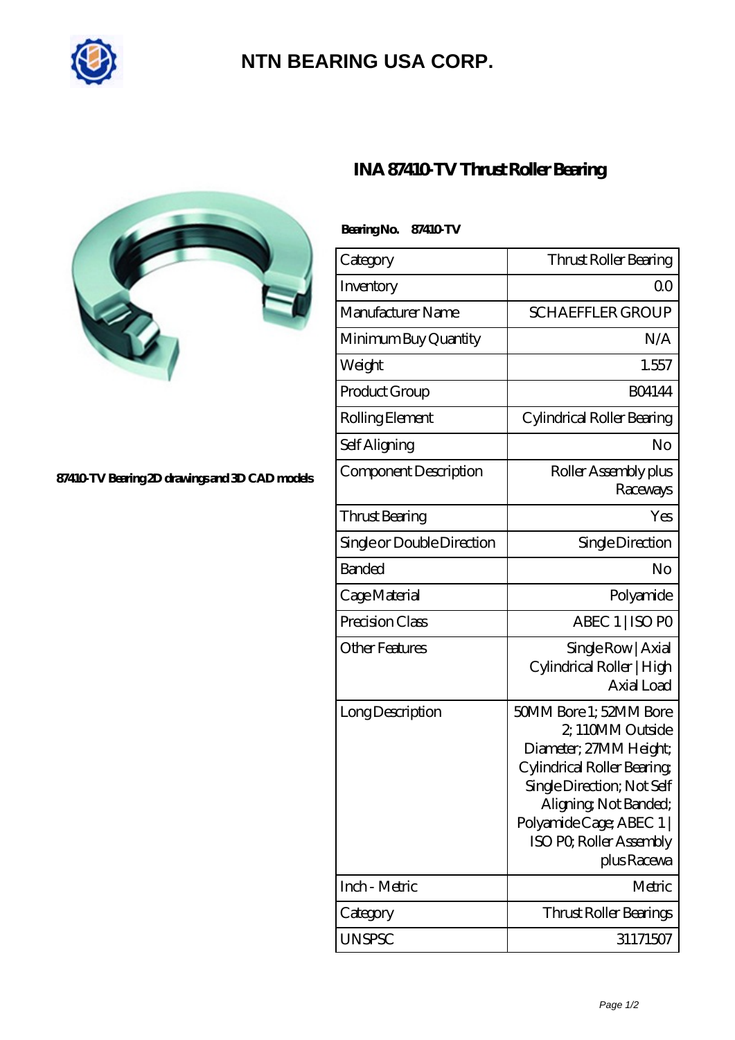# NTN BEARING USA CORP.

## INA 87410-TV Thrust Roller Bearing

87410-TV Bearing 2D drawings and 3D CAD models

**Bearing No. 87410-TV**

| Category | Thrust Roller Bearing |
|---|---|
| Inventory | 0.0 |
| Manufacturer Name | SCHAEFFLER GROUP |
| Minimum Buy Quantity | N/A |
| Weight | 1.557 |
| Product Group | B04144 |
| Rolling Element | Cylindrical Roller Bearing |
| Self Aligning | No |
| Component Description | Roller Assembly plus Raceways |
| Thrust Bearing | Yes |
| Single or Double Direction | Single Direction |
| Banded | No |
| Cage Material | Polyamide |
| Precision Class | ABEC 1 \| ISO P0 |
| Other Features | Single Row \| Axial Cylindrical Roller \| High Axial Load |
| Long Description | 50MM Bore 1; 52MM Bore 2; 110MM Outside Diameter; 27MM Height; Cylindrical Roller Bearing; Single Direction; Not Self Aligning; Not Banded; Polyamide Cage; ABEC 1 \| ISO P0; Roller Assembly plus Racewa |
| Inch - Metric | Metric |
| Category | Thrust Roller Bearings |
| UNSPSC | 31171507 |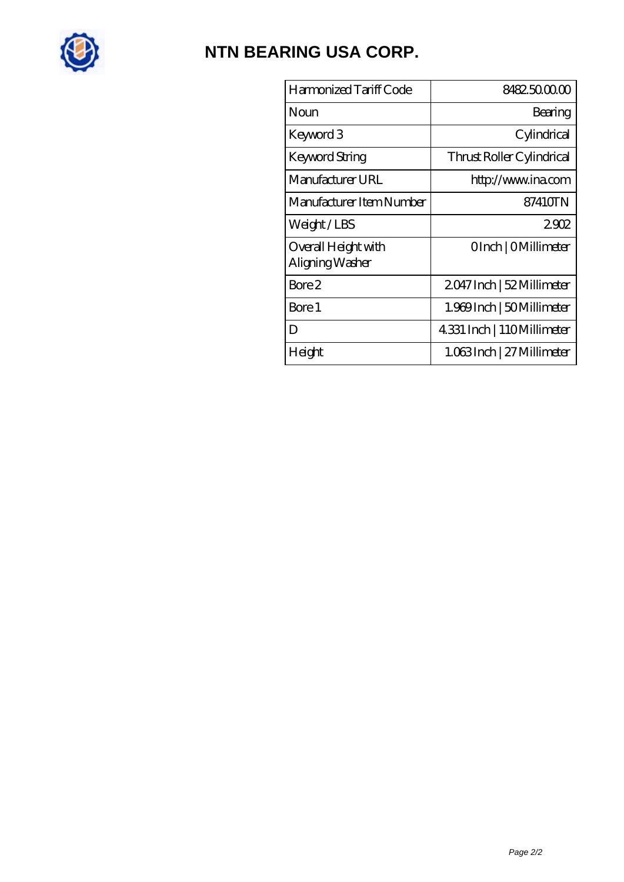# NTN BEARING USA CORP.

| | |
|---|---|
| Harmonized Tariff Code | 8482.50.00.00 |
| Noun | Bearing |
| Keyword 3 | Cylindrical |
| Keyword String | Thrust Roller Cylindrical |
| Manufacturer URL | http://www.ina.com |
| Manufacturer Item Number | 87410TN |
| Weight / LBS | 2.902 |
| Overall Height with Aligning Washer | 0 Inch \| 0 Millimeter |
| Bore 2 | 2.047 Inch \| 52 Millimeter |
| Bore 1 | 1.969 Inch \| 50 Millimeter |
| D | 4.331 Inch \| 110 Millimeter |
| Height | 1.063 Inch \| 27 Millimeter |